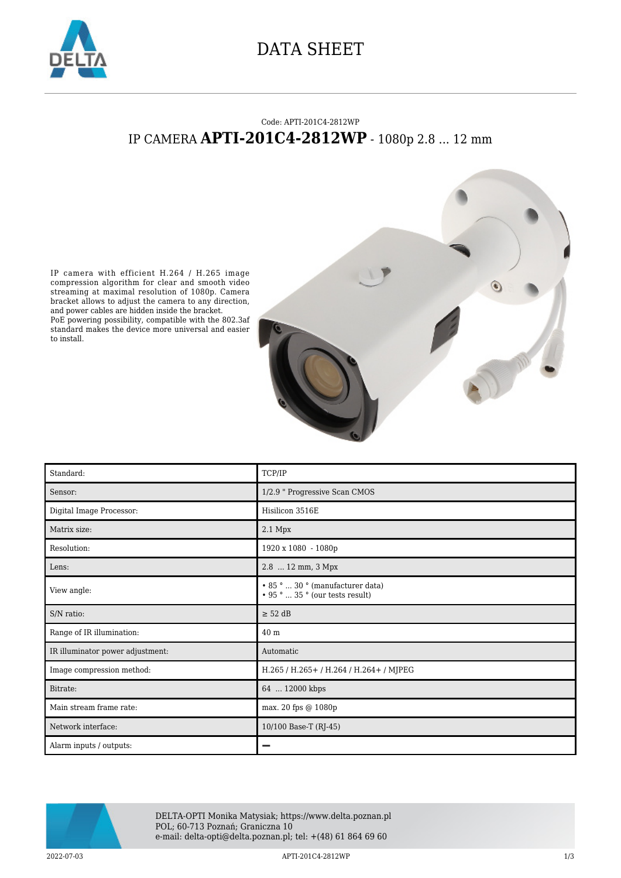# DATA SHEET

Code: APTI-201C4-2812WP

## IP CAMERA **APTI-201C4-2812WP** - 1080p 2.8 ... 12 mm

IP camera with efficient H.264 / H.265 image compression algorithm for clear and smooth video streaming at maximal resolution of 1080p. Camera bracket allows to adjust the camera to any direction, and power cables are hidden inside the bracket.
PoE powering possibility, compatible with the 802.3af standard makes the device more universal and easier to install.

| | |
|---|---|
| Standard: | TCP/IP |
| Sensor: | 1/2.9 " Progressive Scan CMOS |
| Digital Image Processor: | Hisilicon 3516E |
| Matrix size: | 2.1 Mpx |
| Resolution: | 1920 x 1080 - 1080p |
| Lens: | 2.8 ... 12 mm, 3 Mpx |
| View angle: | • 85 ° ... 30 ° (manufacturer data)<br>• 95 ° ... 35 ° (our tests result) |
| S/N ratio: | ≥ 52 dB |
| Range of IR illumination: | 40 m |
| IR illuminator power adjustment: | Automatic |
| Image compression method: | H.265 / H.265+ / H.264 / H.264+ / MJPEG |
| Bitrate: | 64 ... 12000 kbps |
| Main stream frame rate: | max. 20 fps @ 1080p |
| Network interface: | 10/100 Base-T (RJ-45) |
| Alarm inputs / outputs: | — |

DELTA-OPTI Monika Matysiak; https://www.delta.poznan.pl
POL; 60-713 Poznań; Graniczna 10
e-mail: delta-opti@delta.poznan.pl; tel: +(48) 61 864 69 60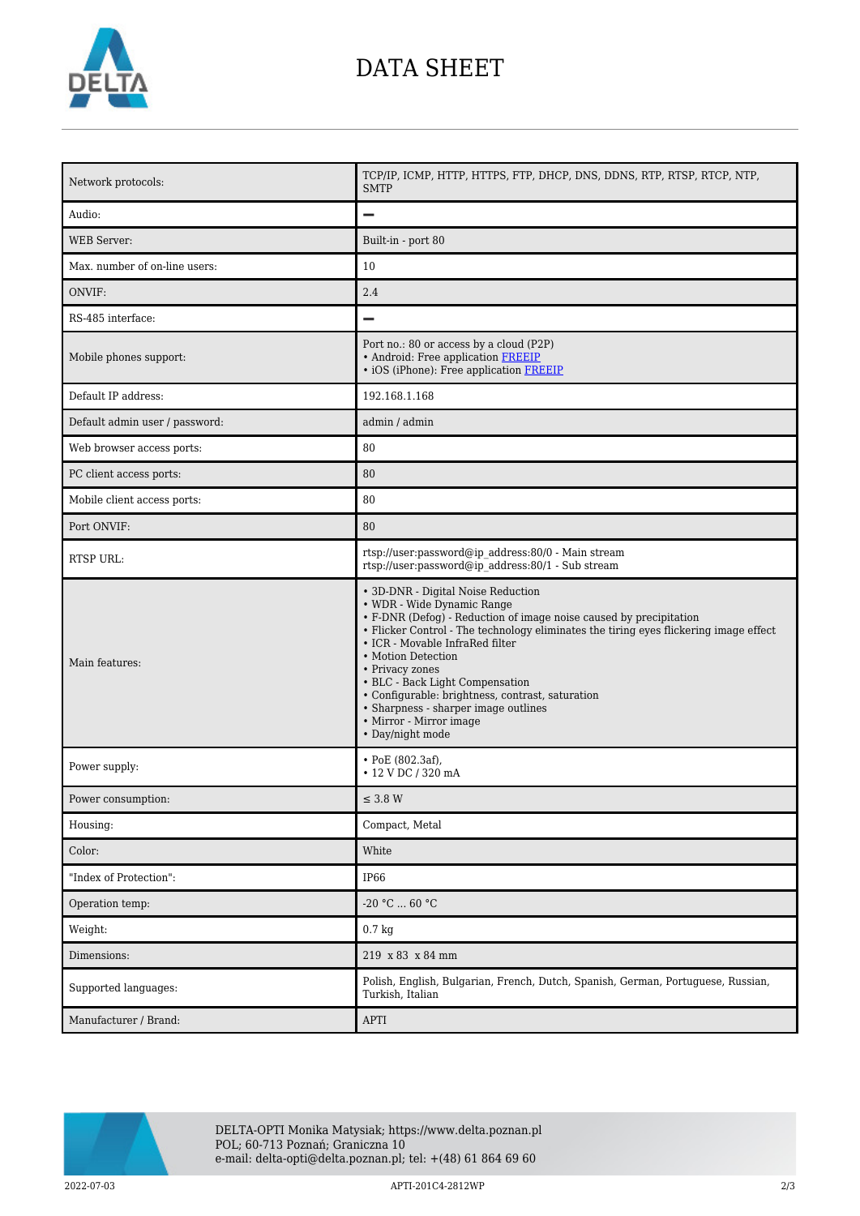# DATA SHEET

| | |
|---|---|
| Network protocols: | TCP/IP, ICMP, HTTP, HTTPS, FTP, DHCP, DNS, DDNS, RTP, RTSP, RTCP, NTP, SMTP |
| Audio: | – |
| WEB Server: | Built-in - port 80 |
| Max. number of on-line users: | 10 |
| ONVIF: | 2.4 |
| RS-485 interface: | – |
| Mobile phones support: | Port no.: 80 or access by a cloud (P2P)<br>• Android: Free application FREEIP<br>• iOS (iPhone): Free application FREEIP |
| Default IP address: | 192.168.1.168 |
| Default admin user / password: | admin / admin |
| Web browser access ports: | 80 |
| PC client access ports: | 80 |
| Mobile client access ports: | 80 |
| Port ONVIF: | 80 |
| RTSP URL: | rtsp://user:password@ip_address:80/0 - Main stream<br>rtsp://user:password@ip_address:80/1 - Sub stream |
| Main features: | • 3D-DNR - Digital Noise Reduction<br>• WDR - Wide Dynamic Range<br>• F-DNR (Defog) - Reduction of image noise caused by precipitation<br>• Flicker Control - The technology eliminates the tiring eyes flickering image effect<br>• ICR - Movable InfraRed filter<br>• Motion Detection<br>• Privacy zones<br>• BLC - Back Light Compensation<br>• Configurable: brightness, contrast, saturation<br>• Sharpness - sharper image outlines<br>• Mirror - Mirror image<br>• Day/night mode |
| Power supply: | • PoE (802.3af),<br>• 12 V DC / 320 mA |
| Power consumption: | ≤ 3.8 W |
| Housing: | Compact, Metal |
| Color: | White |
| "Index of Protection": | IP66 |
| Operation temp: | -20 °C ... 60 °C |
| Weight: | 0.7 kg |
| Dimensions: | 219 x 83 x 84 mm |
| Supported languages: | Polish, English, Bulgarian, French, Dutch, Spanish, German, Portuguese, Russian, Turkish, Italian |
| Manufacturer / Brand: | APTI |

DELTA-OPTI Monika Matysiak; https://www.delta.poznan.pl
POL; 60-713 Poznań; Graniczna 10
e-mail: delta-opti@delta.poznan.pl; tel: +(48) 61 864 69 60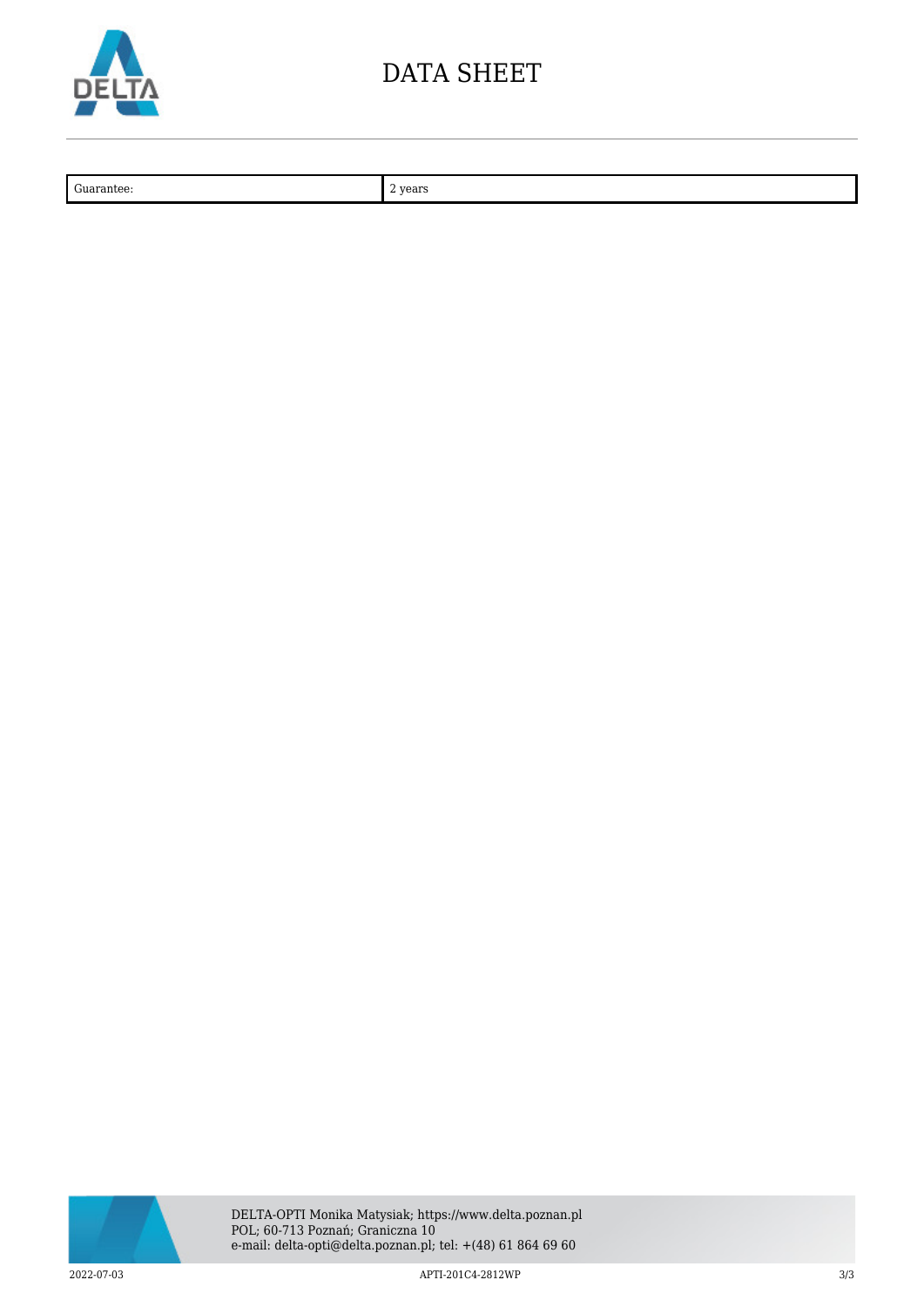| | |
|---|---|
| Guarantee: | 2 years |